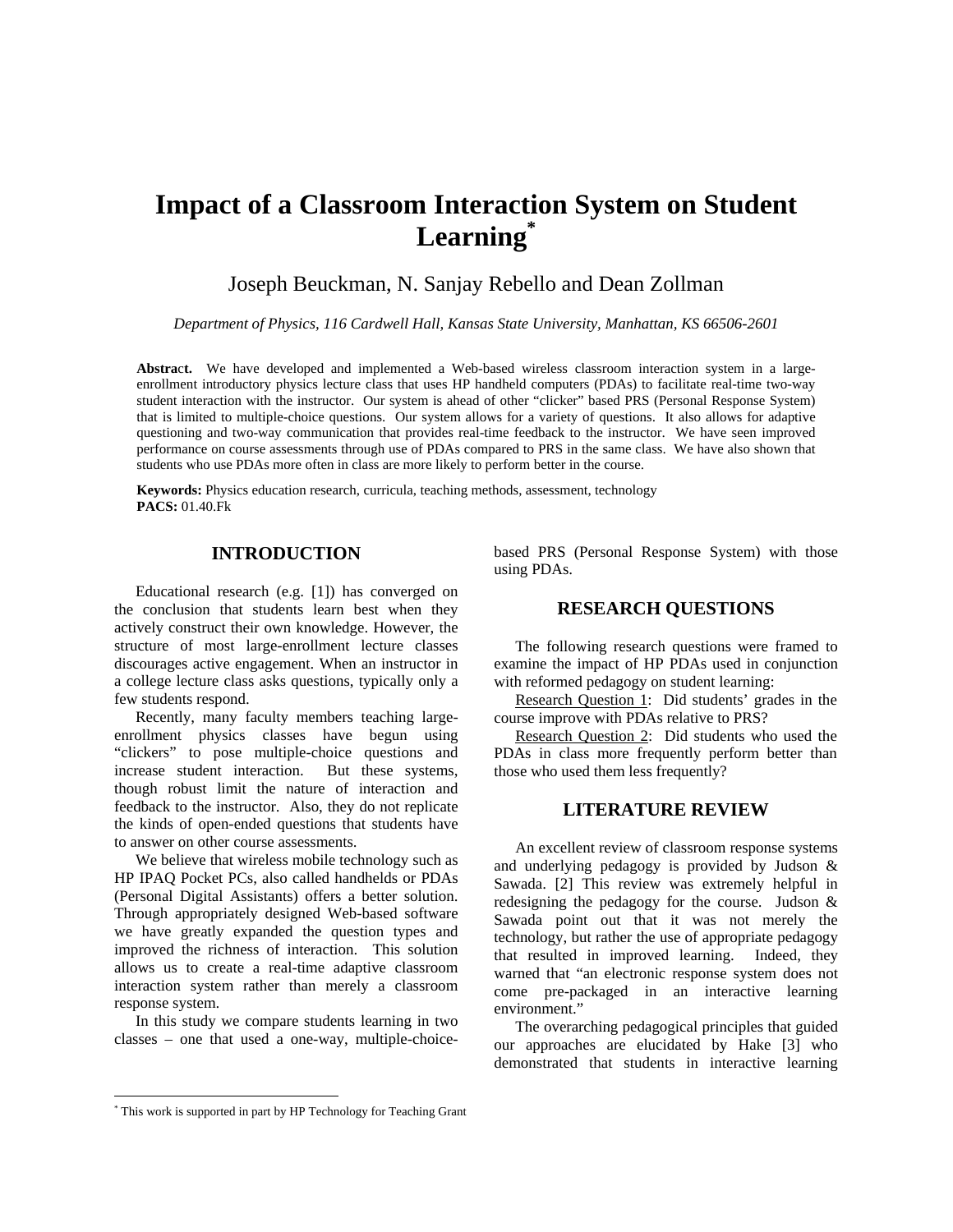# Impact of a Classroom Interaction System on Student Learning*

Joseph Beuckman, N. Sanjay Rebello and Dean Zollman

*Department of Physics, 116 Cardwell Hall, Kansas State University, Manhattan, KS 66506-2601*

**Abstract.** We have developed and implemented a Web-based wireless classroom interaction system in a large-enrollment introductory physics lecture class that uses HP handheld computers (PDAs) to facilitate real-time two-way student interaction with the instructor. Our system is ahead of other "clicker" based PRS (Personal Response System) that is limited to multiple-choice questions. Our system allows for a variety of questions. It also allows for adaptive questioning and two-way communication that provides real-time feedback to the instructor. We have seen improved performance on course assessments through use of PDAs compared to PRS in the same class. We have also shown that students who use PDAs more often in class are more likely to perform better in the course.

**Keywords:** Physics education research, curricula, teaching methods, assessment, technology
**PACS:** 01.40.Fk

## INTRODUCTION

Educational research (e.g. [1]) has converged on the conclusion that students learn best when they actively construct their own knowledge. However, the structure of most large-enrollment lecture classes discourages active engagement. When an instructor in a college lecture class asks questions, typically only a few students respond.

Recently, many faculty members teaching large-enrollment physics classes have begun using "clickers" to pose multiple-choice questions and increase student interaction. But these systems, though robust limit the nature of interaction and feedback to the instructor. Also, they do not replicate the kinds of open-ended questions that students have to answer on other course assessments.

We believe that wireless mobile technology such as HP IPAQ Pocket PCs, also called handhelds or PDAs (Personal Digital Assistants) offers a better solution. Through appropriately designed Web-based software we have greatly expanded the question types and improved the richness of interaction. This solution allows us to create a real-time adaptive classroom interaction system rather than merely a classroom response system.

In this study we compare students learning in two classes – one that used a one-way, multiple-choice-based PRS (Personal Response System) with those using PDAs.

## RESEARCH QUESTIONS

The following research questions were framed to examine the impact of HP PDAs used in conjunction with reformed pedagogy on student learning:

Research Question 1: Did students' grades in the course improve with PDAs relative to PRS?

Research Question 2: Did students who used the PDAs in class more frequently perform better than those who used them less frequently?

## LITERATURE REVIEW

An excellent review of classroom response systems and underlying pedagogy is provided by Judson & Sawada. [2] This review was extremely helpful in redesigning the pedagogy for the course. Judson & Sawada point out that it was not merely the technology, but rather the use of appropriate pedagogy that resulted in improved learning. Indeed, they warned that "an electronic response system does not come pre-packaged in an interactive learning environment."

The overarching pedagogical principles that guided our approaches are elucidated by Hake [3] who demonstrated that students in interactive learning

* This work is supported in part by HP Technology for Teaching Grant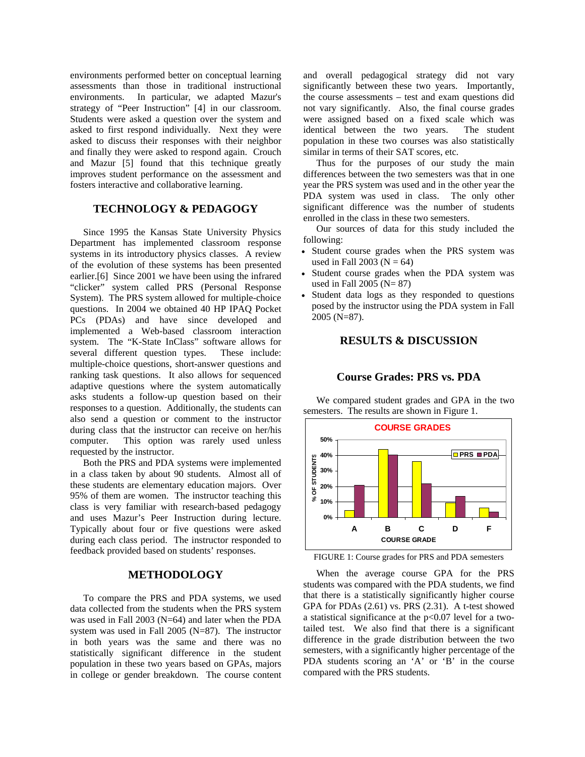environments performed better on conceptual learning assessments than those in traditional instructional environments. In particular, we adapted Mazur's strategy of "Peer Instruction" [4] in our classroom. Students were asked a question over the system and asked to first respond individually. Next they were asked to discuss their responses with their neighbor and finally they were asked to respond again. Crouch and Mazur [5] found that this technique greatly improves student performance on the assessment and fosters interactive and collaborative learning.

## TECHNOLOGY & PEDAGOGY

Since 1995 the Kansas State University Physics Department has implemented classroom response systems in its introductory physics classes. A review of the evolution of these systems has been presented earlier.[6] Since 2001 we have been using the infrared "clicker" system called PRS (Personal Response System). The PRS system allowed for multiple-choice questions. In 2004 we obtained 40 HP IPAQ Pocket PCs (PDAs) and have since developed and implemented a Web-based classroom interaction system. The "K-State InClass" software allows for several different question types. These include: multiple-choice questions, short-answer questions and ranking task questions. It also allows for sequenced adaptive questions where the system automatically asks students a follow-up question based on their responses to a question. Additionally, the students can also send a question or comment to the instructor during class that the instructor can receive on her/his computer. This option was rarely used unless requested by the instructor.

Both the PRS and PDA systems were implemented in a class taken by about 90 students. Almost all of these students are elementary education majors. Over 95% of them are women. The instructor teaching this class is very familiar with research-based pedagogy and uses Mazur's Peer Instruction during lecture. Typically about four or five questions were asked during each class period. The instructor responded to feedback provided based on students' responses.

## METHODOLOGY

To compare the PRS and PDA systems, we used data collected from the students when the PRS system was used in Fall 2003 (N=64) and later when the PDA system was used in Fall 2005 (N=87). The instructor in both years was the same and there was no statistically significant difference in the student population in these two years based on GPAs, majors in college or gender breakdown. The course content and overall pedagogical strategy did not vary significantly between these two years. Importantly, the course assessments – test and exam questions did not vary significantly. Also, the final course grades were assigned based on a fixed scale which was identical between the two years. The student population in these two courses was also statistically similar in terms of their SAT scores, etc.

Thus for the purposes of our study the main differences between the two semesters was that in one year the PRS system was used and in the other year the PDA system was used in class. The only other significant difference was the number of students enrolled in the class in these two semesters.

Our sources of data for this study included the following:

- Student course grades when the PRS system was used in Fall 2003 (N = 64)
- Student course grades when the PDA system was used in Fall 2005 (N= 87)
- Student data logs as they responded to questions posed by the instructor using the PDA system in Fall 2005 (N=87).

## RESULTS & DISCUSSION

### Course Grades: PRS vs. PDA

We compared student grades and GPA in the two semesters. The results are shown in Figure 1.

FIGURE 1: Course grades for PRS and PDA semesters

When the average course GPA for the PRS students was compared with the PDA students, we find that there is a statistically significantly higher course GPA for PDAs (2.61) vs. PRS (2.31). A t-test showed a statistical significance at the $p<0.07$ level for a two-tailed test. We also find that there is a significant difference in the grade distribution between the two semesters, with a significantly higher percentage of the PDA students scoring an 'A' or 'B' in the course compared with the PRS students.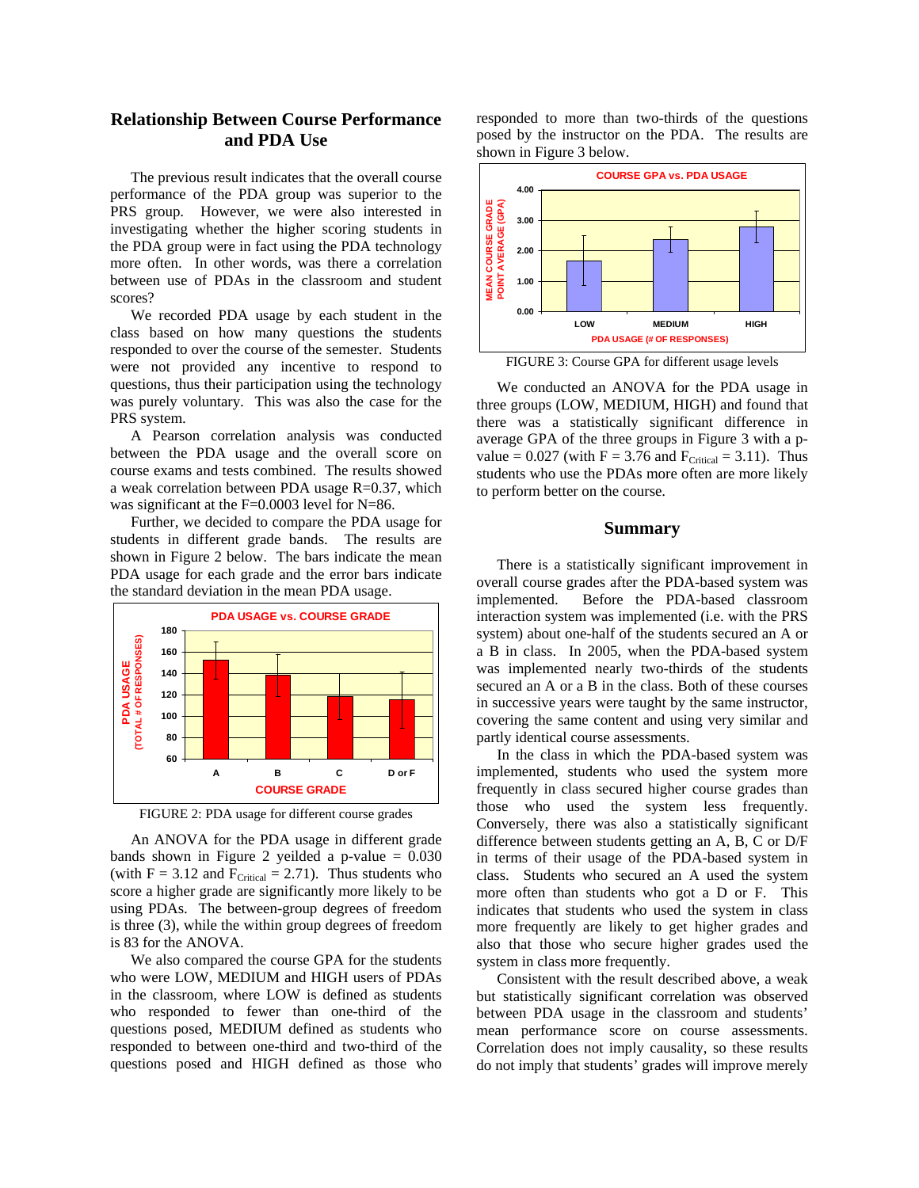## Relationship Between Course Performance and PDA Use

The previous result indicates that the overall course performance of the PDA group was superior to the PRS group. However, we were also interested in investigating whether the higher scoring students in the PDA group were in fact using the PDA technology more often. In other words, was there a correlation between use of PDAs in the classroom and student scores?

We recorded PDA usage by each student in the class based on how many questions the students responded to over the course of the semester. Students were not provided any incentive to respond to questions, thus their participation using the technology was purely voluntary. This was also the case for the PRS system.

A Pearson correlation analysis was conducted between the PDA usage and the overall score on course exams and tests combined. The results showed a weak correlation between PDA usage R=0.37, which was significant at the F=0.0003 level for N=86.

Further, we decided to compare the PDA usage for students in different grade bands. The results are shown in Figure 2 below. The bars indicate the mean PDA usage for each grade and the error bars indicate the standard deviation in the mean PDA usage.

PDA USAGE vs. COURSE GRADE

PDA USAGE (TOTAL # OF RESPONSES)

180
160
140
120
100
80
60

A
B
C
D or F

COURSE GRADE

FIGURE 2: PDA usage for different course grades

An ANOVA for the PDA usage in different grade bands shown in Figure 2 yeilded a p-value = 0.030 (with F = 3.12 and $F_{Critical}$ = 2.71). Thus students who score a higher grade are significantly more likely to be using PDAs. The between-group degrees of freedom is three (3), while the within group degrees of freedom is 83 for the ANOVA.

We also compared the course GPA for the students who were LOW, MEDIUM and HIGH users of PDAs in the classroom, where LOW is defined as students who responded to fewer than one-third of the questions posed, MEDIUM defined as students who responded to between one-third and two-third of the questions posed and HIGH defined as those who responded to more than two-thirds of the questions posed by the instructor on the PDA. The results are shown in Figure 3 below.

COURSE GPA vs. PDA USAGE

MEAN COURSE GRADE POINT AVERAGE (GPA)

4.00
3.00
2.00
1.00
0.00

LOW
MEDIUM
HIGH

PDA USAGE (# OF RESPONSES)

FIGURE 3: Course GPA for different usage levels

We conducted an ANOVA for the PDA usage in three groups (LOW, MEDIUM, HIGH) and found that there was a statistically significant difference in average GPA of the three groups in Figure 3 with a p-value = 0.027 (with F = 3.76 and $F_{Critical}$ = 3.11). Thus students who use the PDAs more often are more likely to perform better on the course.

## Summary

There is a statistically significant improvement in overall course grades after the PDA-based system was implemented. Before the PDA-based classroom interaction system was implemented (i.e. with the PRS system) about one-half of the students secured an A or a B in class. In 2005, when the PDA-based system was implemented nearly two-thirds of the students secured an A or a B in the class. Both of these courses in successive years were taught by the same instructor, covering the same content and using very similar and partly identical course assessments.

In the class in which the PDA-based system was implemented, students who used the system more frequently in class secured higher course grades than those who used the system less frequently. Conversely, there was also a statistically significant difference between students getting an A, B, C or D/F in terms of their usage of the PDA-based system in class. Students who secured an A used the system more often than students who got a D or F. This indicates that students who used the system in class more frequently are likely to get higher grades and also that those who secure higher grades used the system in class more frequently.

Consistent with the result described above, a weak but statistically significant correlation was observed between PDA usage in the classroom and students' mean performance score on course assessments. Correlation does not imply causality, so these results do not imply that students' grades will improve merely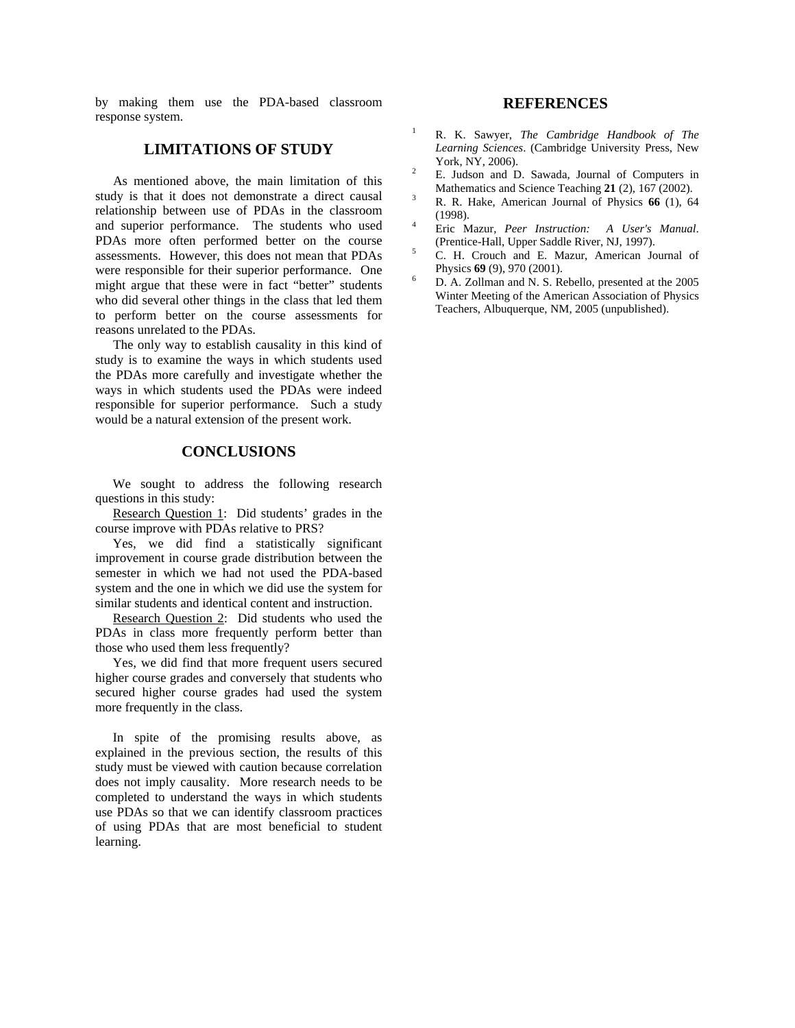by making them use the PDA-based classroom response system.

## LIMITATIONS OF STUDY

As mentioned above, the main limitation of this study is that it does not demonstrate a direct causal relationship between use of PDAs in the classroom and superior performance. The students who used PDAs more often performed better on the course assessments. However, this does not mean that PDAs were responsible for their superior performance. One might argue that these were in fact "better" students who did several other things in the class that led them to perform better on the course assessments for reasons unrelated to the PDAs.

The only way to establish causality in this kind of study is to examine the ways in which students used the PDAs more carefully and investigate whether the ways in which students used the PDAs were indeed responsible for superior performance. Such a study would be a natural extension of the present work.

## CONCLUSIONS

We sought to address the following research questions in this study:

Research Question 1: Did students' grades in the course improve with PDAs relative to PRS?

Yes, we did find a statistically significant improvement in course grade distribution between the semester in which we had not used the PDA-based system and the one in which we did use the system for similar students and identical content and instruction.

Research Question 2: Did students who used the PDAs in class more frequently perform better than those who used them less frequently?

Yes, we did find that more frequent users secured higher course grades and conversely that students who secured higher course grades had used the system more frequently in the class.

In spite of the promising results above, as explained in the previous section, the results of this study must be viewed with caution because correlation does not imply causality. More research needs to be completed to understand the ways in which students use PDAs so that we can identify classroom practices of using PDAs that are most beneficial to student learning.

## REFERENCES

1. R. K. Sawyer, *The Cambridge Handbook of The Learning Sciences*. (Cambridge University Press, New York, NY, 2006).
2. E. Judson and D. Sawada, Journal of Computers in Mathematics and Science Teaching **21** (2), 167 (2002).
3. R. R. Hake, American Journal of Physics **66** (1), 64 (1998).
4. Eric Mazur, *Peer Instruction: A User's Manual*. (Prentice-Hall, Upper Saddle River, NJ, 1997).
5. C. H. Crouch and E. Mazur, American Journal of Physics **69** (9), 970 (2001).
6. D. A. Zollman and N. S. Rebello, presented at the 2005 Winter Meeting of the American Association of Physics Teachers, Albuquerque, NM, 2005 (unpublished).